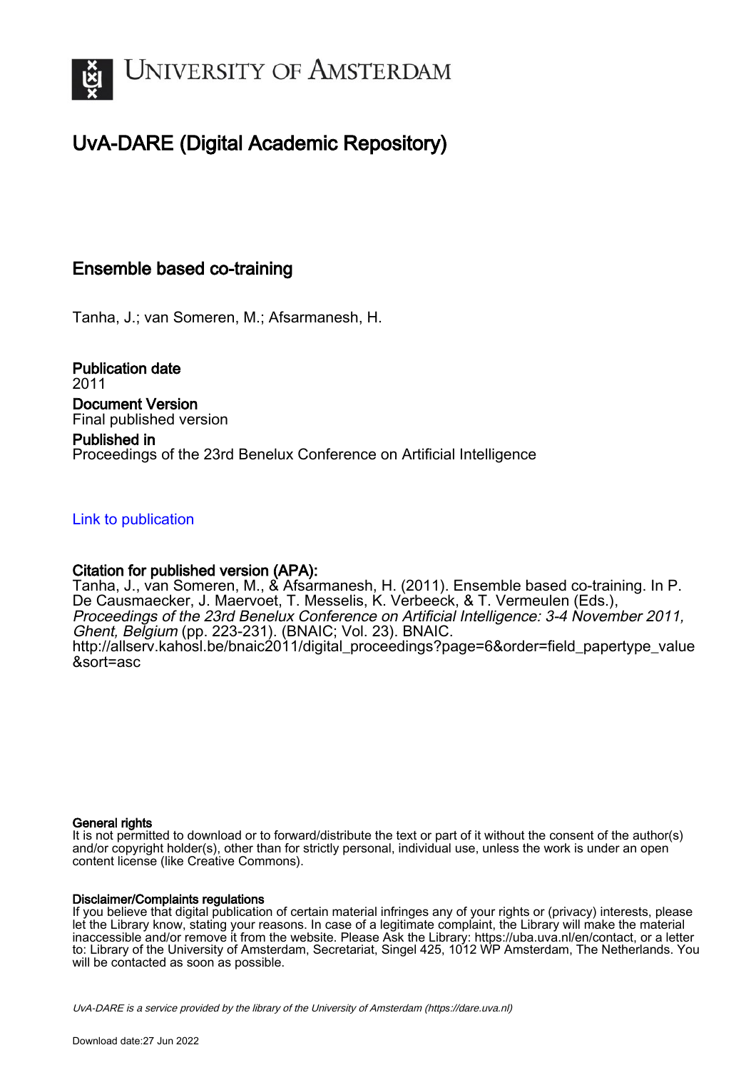# UvA-DARE (Digital Academic Repository)

## Ensemble based co-training

Tanha, J.; van Someren, M.; Afsarmanesh, H.

**Publication date**
2011

**Document Version**
Final published version

**Published in**
Proceedings of the 23rd Benelux Conference on Artificial Intelligence

Link to publication

**Citation for published version (APA):**
Tanha, J., van Someren, M., & Afsarmanesh, H. (2011). Ensemble based co-training. In P. De Causmaecker, J. Maervoet, T. Messelis, K. Verbeeck, & T. Vermeulen (Eds.), *Proceedings of the 23rd Benelux Conference on Artificial Intelligence: 3-4 November 2011, Ghent, Belgium* (pp. 223-231). (BNAIC; Vol. 23). BNAIC. http://allserv.kahosl.be/bnaic2011/digital_proceedings?page=6&order=field_papertype_value&sort=asc

**General rights**
It is not permitted to download or to forward/distribute the text or part of it without the consent of the author(s) and/or copyright holder(s), other than for strictly personal, individual use, unless the work is under an open content license (like Creative Commons).

**Disclaimer/Complaints regulations**
If you believe that digital publication of certain material infringes any of your rights or (privacy) interests, please let the Library know, stating your reasons. In case of a legitimate complaint, the Library will make the material inaccessible and/or remove it from the website. Please Ask the Library: https://uba.uva.nl/en/contact, or a letter to: Library of the University of Amsterdam, Secretariat, Singel 425, 1012 WP Amsterdam, The Netherlands. You will be contacted as soon as possible.

*UvA-DARE is a service provided by the library of the University of Amsterdam (https://dare.uva.nl)*

Download date:27 Jun 2022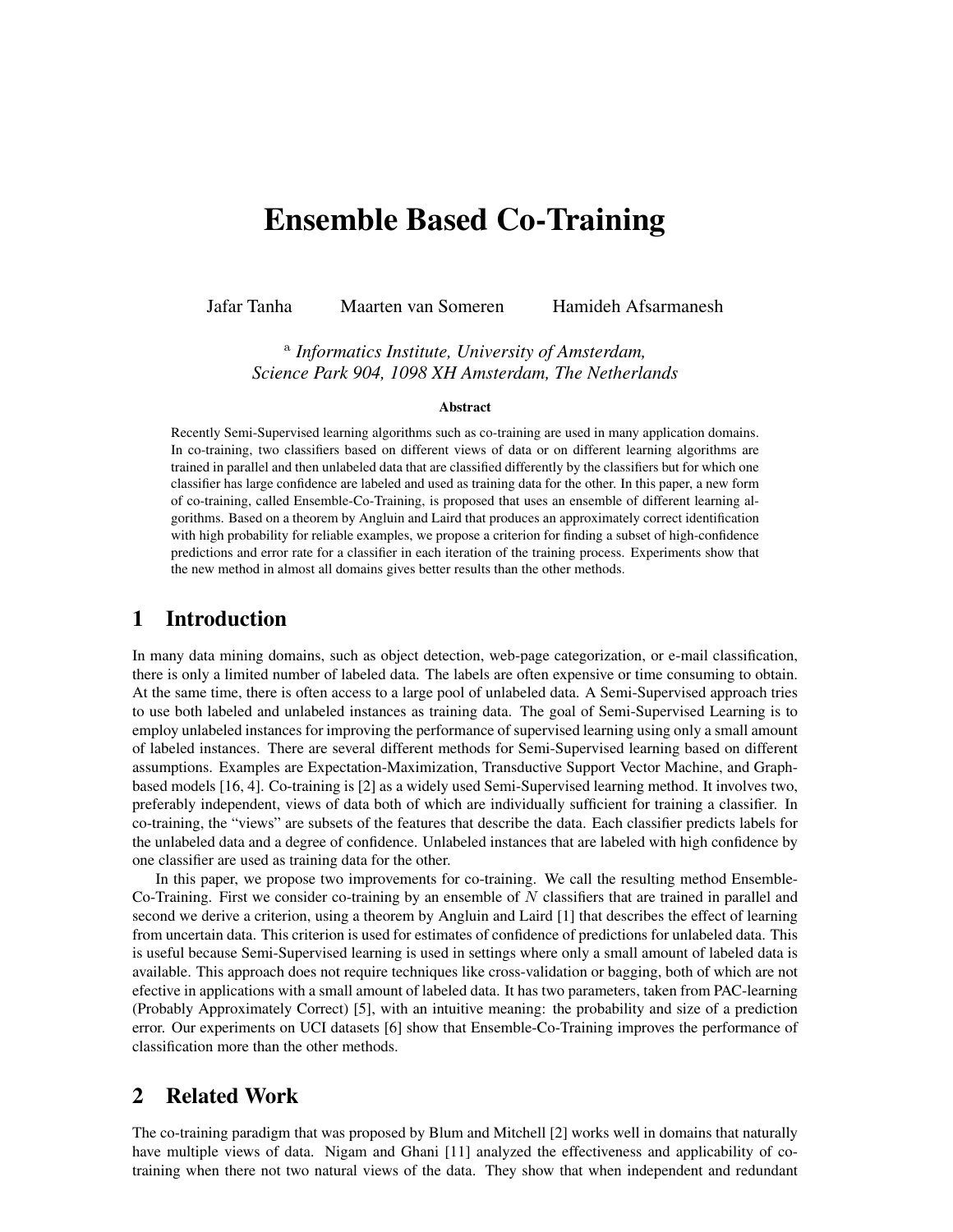# Ensemble Based Co-Training

Jafar Tanha     Maarten van Someren     Hamideh Afsarmanesh

[a] *Informatics Institute, University of Amsterdam, Science Park 904, 1098 XH Amsterdam, The Netherlands*

### Abstract

Recently Semi-Supervised learning algorithms such as co-training are used in many application domains. In co-training, two classifiers based on different views of data or on different learning algorithms are trained in parallel and then unlabeled data that are classified differently by the classifiers but for which one classifier has large confidence are labeled and used as training data for the other. In this paper, a new form of co-training, called Ensemble-Co-Training, is proposed that uses an ensemble of different learning algorithms. Based on a theorem by Angluin and Laird that produces an approximately correct identification with high probability for reliable examples, we propose a criterion for finding a subset of high-confidence predictions and error rate for a classifier in each iteration of the training process. Experiments show that the new method in almost all domains gives better results than the other methods.

## 1 Introduction

In many data mining domains, such as object detection, web-page categorization, or e-mail classification, there is only a limited number of labeled data. The labels are often expensive or time consuming to obtain. At the same time, there is often access to a large pool of unlabeled data. A Semi-Supervised approach tries to use both labeled and unlabeled instances as training data. The goal of Semi-Supervised Learning is to employ unlabeled instances for improving the performance of supervised learning using only a small amount of labeled instances. There are several different methods for Semi-Supervised learning based on different assumptions. Examples are Expectation-Maximization, Transductive Support Vector Machine, and Graph-based models [16, 4]. Co-training is [2] as a widely used Semi-Supervised learning method. It involves two, preferably independent, views of data both of which are individually sufficient for training a classifier. In co-training, the "views" are subsets of the features that describe the data. Each classifier predicts labels for the unlabeled data and a degree of confidence. Unlabeled instances that are labeled with high confidence by one classifier are used as training data for the other.

In this paper, we propose two improvements for co-training. We call the resulting method Ensemble-Co-Training. First we consider co-training by an ensemble of $N$ classifiers that are trained in parallel and second we derive a criterion, using a theorem by Angluin and Laird [1] that describes the effect of learning from uncertain data. This criterion is used for estimates of confidence of predictions for unlabeled data. This is useful because Semi-Supervised learning is used in settings where only a small amount of labeled data is available. This approach does not require techniques like cross-validation or bagging, both of which are not efective in applications with a small amount of labeled data. It has two parameters, taken from PAC-learning (Probably Approximately Correct) [5], with an intuitive meaning: the probability and size of a prediction error. Our experiments on UCI datasets [6] show that Ensemble-Co-Training improves the performance of classification more than the other methods.

## 2 Related Work

The co-training paradigm that was proposed by Blum and Mitchell [2] works well in domains that naturally have multiple views of data. Nigam and Ghani [11] analyzed the effectiveness and applicability of co-training when there not two natural views of the data. They show that when independent and redundant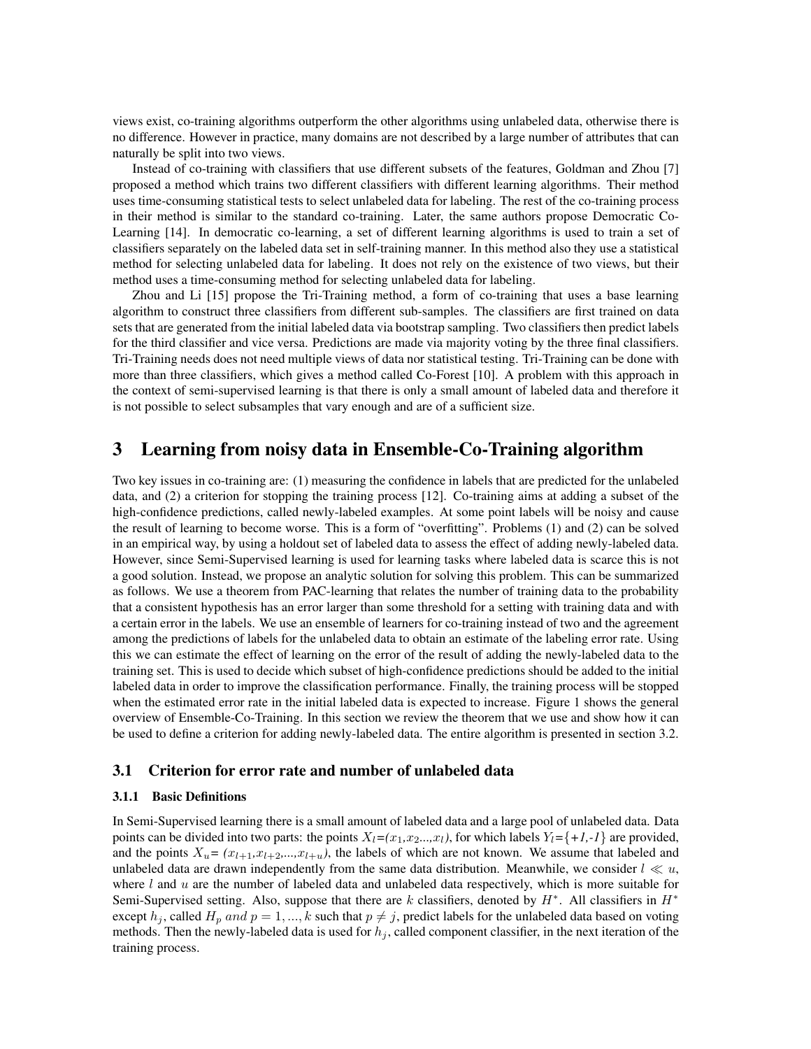views exist, co-training algorithms outperform the other algorithms using unlabeled data, otherwise there is no difference. However in practice, many domains are not described by a large number of attributes that can naturally be split into two views.

Instead of co-training with classifiers that use different subsets of the features, Goldman and Zhou [7] proposed a method which trains two different classifiers with different learning algorithms. Their method uses time-consuming statistical tests to select unlabeled data for labeling. The rest of the co-training process in their method is similar to the standard co-training. Later, the same authors propose Democratic Co-Learning [14]. In democratic co-learning, a set of different learning algorithms is used to train a set of classifiers separately on the labeled data set in self-training manner. In this method also they use a statistical method for selecting unlabeled data for labeling. It does not rely on the existence of two views, but their method uses a time-consuming method for selecting unlabeled data for labeling.

Zhou and Li [15] propose the Tri-Training method, a form of co-training that uses a base learning algorithm to construct three classifiers from different sub-samples. The classifiers are first trained on data sets that are generated from the initial labeled data via bootstrap sampling. Two classifiers then predict labels for the third classifier and vice versa. Predictions are made via majority voting by the three final classifiers. Tri-Training needs does not need multiple views of data nor statistical testing. Tri-Training can be done with more than three classifiers, which gives a method called Co-Forest [10]. A problem with this approach in the context of semi-supervised learning is that there is only a small amount of labeled data and therefore it is not possible to select subsamples that vary enough and are of a sufficient size.

# 3 Learning from noisy data in Ensemble-Co-Training algorithm

Two key issues in co-training are: (1) measuring the confidence in labels that are predicted for the unlabeled data, and (2) a criterion for stopping the training process [12]. Co-training aims at adding a subset of the high-confidence predictions, called newly-labeled examples. At some point labels will be noisy and cause the result of learning to become worse. This is a form of "overfitting". Problems (1) and (2) can be solved in an empirical way, by using a holdout set of labeled data to assess the effect of adding newly-labeled data. However, since Semi-Supervised learning is used for learning tasks where labeled data is scarce this is not a good solution. Instead, we propose an analytic solution for solving this problem. This can be summarized as follows. We use a theorem from PAC-learning that relates the number of training data to the probability that a consistent hypothesis has an error larger than some threshold for a setting with training data and with a certain error in the labels. We use an ensemble of learners for co-training instead of two and the agreement among the predictions of labels for the unlabeled data to obtain an estimate of the labeling error rate. Using this we can estimate the effect of learning on the error of the result of adding the newly-labeled data to the training set. This is used to decide which subset of high-confidence predictions should be added to the initial labeled data in order to improve the classification performance. Finally, the training process will be stopped when the estimated error rate in the initial labeled data is expected to increase. Figure 1 shows the general overview of Ensemble-Co-Training. In this section we review the theorem that we use and show how it can be used to define a criterion for adding newly-labeled data. The entire algorithm is presented in section 3.2.

## 3.1 Criterion for error rate and number of unlabeled data

### 3.1.1 Basic Definitions

In Semi-Supervised learning there is a small amount of labeled data and a large pool of unlabeled data. Data points can be divided into two parts: the points $X_l=(x_1,x_2...,x_l)$, for which labels $Y_l=\{+1,-1\}$ are provided, and the points $X_u=(x_{l+1},x_{l+2},...,x_{l+u})$, the labels of which are not known. We assume that labeled and unlabeled data are drawn independently from the same data distribution. Meanwhile, we consider $l \ll u$, where $l$ and $u$ are the number of labeled data and unlabeled data respectively, which is more suitable for Semi-Supervised setting. Also, suppose that there are $k$ classifiers, denoted by $H^*$. All classifiers in $H^*$ except $h_j$, called $H_p$ $and$ $p = 1,...,k$ such that $p \neq j$, predict labels for the unlabeled data based on voting methods. Then the newly-labeled data is used for $h_j$, called component classifier, in the next iteration of the training process.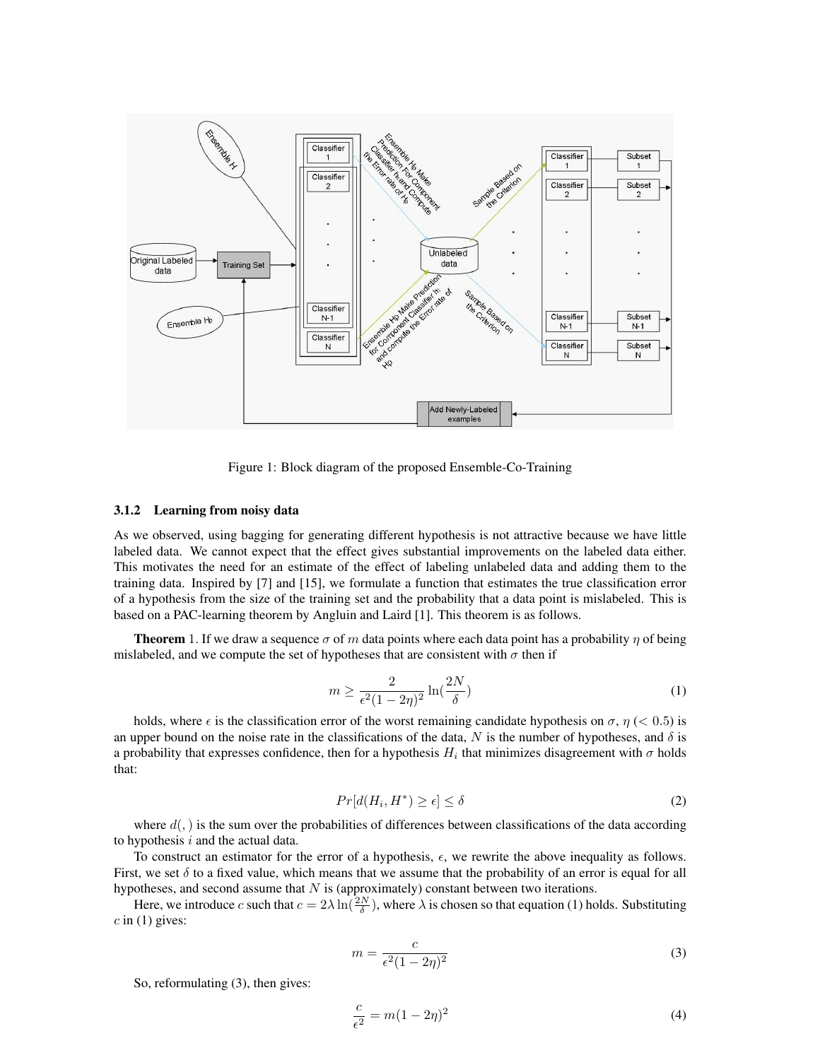Figure 1: Block diagram of the proposed Ensemble-Co-Training

### 3.1.2 Learning from noisy data

As we observed, using bagging for generating different hypothesis is not attractive because we have little labeled data. We cannot expect that the effect gives substantial improvements on the labeled data either. This motivates the need for an estimate of the effect of labeling unlabeled data and adding them to the training data. Inspired by [7] and [15], we formulate a function that estimates the true classification error of a hypothesis from the size of the training set and the probability that a data point is mislabeled. This is based on a PAC-learning theorem by Angluin and Laird [1]. This theorem is as follows.

**Theorem** 1. If we draw a sequence $\sigma$ of $m$ data points where each data point has a probability $\eta$ of being mislabeled, and we compute the set of hypotheses that are consistent with $\sigma$ then if

$$m \geq \frac{2}{\epsilon^2(1-2\eta)^2}\ln(\frac{2N}{\delta}) \tag{1}$$

holds, where $\epsilon$ is the classification error of the worst remaining candidate hypothesis on $\sigma$, $\eta$ ($< 0.5$) is an upper bound on the noise rate in the classifications of the data, $N$ is the number of hypotheses, and $\delta$ is a probability that expresses confidence, then for a hypothesis $H_i$ that minimizes disagreement with $\sigma$ holds that:

$$Pr[d(H_i, H^*) \geq \epsilon] \leq \delta \tag{2}$$

where $d(,)$ is the sum over the probabilities of differences between classifications of the data according to hypothesis $i$ and the actual data.

To construct an estimator for the error of a hypothesis, $\epsilon$, we rewrite the above inequality as follows. First, we set $\delta$ to a fixed value, which means that we assume that the probability of an error is equal for all hypotheses, and second assume that $N$ is (approximately) constant between two iterations.

Here, we introduce $c$ such that $c = 2\lambda\ln(\frac{2N}{\delta})$, where $\lambda$ is chosen so that equation (1) holds. Substituting $c$ in (1) gives:

$$m = \frac{c}{\epsilon^2(1-2\eta)^2} \tag{3}$$

So, reformulating (3), then gives:

$$\frac{c}{\epsilon^2} = m(1-2\eta)^2 \tag{4}$$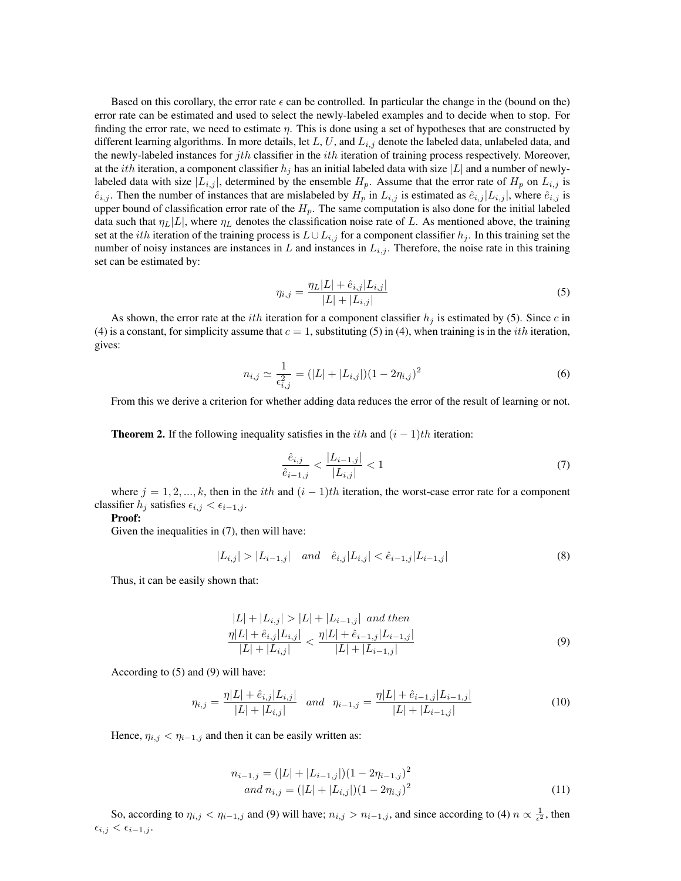Based on this corollary, the error rate $\epsilon$ can be controlled. In particular the change in the (bound on the) error rate can be estimated and used to select the newly-labeled examples and to decide when to stop. For finding the error rate, we need to estimate $\eta$. This is done using a set of hypotheses that are constructed by different learning algorithms. In more details, let $L$, $U$, and $L_{i,j}$ denote the labeled data, unlabeled data, and the newly-labeled instances for $jth$ classifier in the $ith$ iteration of training process respectively. Moreover, at the $ith$ iteration, a component classifier $h_j$ has an initial labeled data with size $|L|$ and a number of newly-labeled data with size $|L_{i,j}|$, determined by the ensemble $H_p$. Assume that the error rate of $H_p$ on $L_{i,j}$ is $\hat{e}_{i,j}$. Then the number of instances that are mislabeled by $H_p$ in $L_{i,j}$ is estimated as $\hat{e}_{i,j}|L_{i,j}|$, where $\hat{e}_{i,j}$ is upper bound of classification error rate of the $H_p$. The same computation is also done for the initial labeled data such that $\eta_L|L|$, where $\eta_L$ denotes the classification noise rate of $L$. As mentioned above, the training set at the $ith$ iteration of the training process is $L \cup L_{i,j}$ for a component classifier $h_j$. In this training set the number of noisy instances are instances in $L$ and instances in $L_{i,j}$. Therefore, the noise rate in this training set can be estimated by:

$$\eta_{i,j} = \frac{\eta_L|L| + \hat{e}_{i,j}|L_{i,j}|}{|L| + |L_{i,j}|} \tag{5}$$

As shown, the error rate at the $ith$ iteration for a component classifier $h_j$ is estimated by (5). Since $c$ in (4) is a constant, for simplicity assume that $c = 1$, substituting (5) in (4), when training is in the $ith$ iteration, gives:

$$n_{i,j} \simeq \frac{1}{\epsilon_{i,j}^2} = (|L| + |L_{i,j}|)(1 - 2\eta_{i,j})^2 \tag{6}$$

From this we derive a criterion for whether adding data reduces the error of the result of learning or not.

**Theorem 2.** If the following inequality satisfies in the $ith$ and $(i-1)th$ iteration:

$$\frac{\hat{e}_{i,j}}{\hat{e}_{i-1,j}} < \frac{|L_{i-1,j}|}{|L_{i,j}|} < 1 \tag{7}$$

where $j = 1, 2, ..., k$, then in the $ith$ and $(i-1)th$ iteration, the worst-case error rate for a component classifier $h_j$ satisfies $\epsilon_{i,j} < \epsilon_{i-1,j}$.

**Proof:**

Given the inequalities in (7), then will have:

$$|L_{i,j}| > |L_{i-1,j}| \quad and \quad \hat{e}_{i,j}|L_{i,j}| < \hat{e}_{i-1,j}|L_{i-1,j}| \tag{8}$$

Thus, it can be easily shown that:

$$\begin{gathered} |L| + |L_{i,j}| > |L| + |L_{i-1,j}| \ \ and\ then \\ \frac{\eta|L| + \hat{e}_{i,j}|L_{i,j}|}{|L| + |L_{i,j}|} < \frac{\eta|L| + \hat{e}_{i-1,j}|L_{i-1,j}|}{|L| + |L_{i-1,j}|} \end{gathered} \tag{9}$$

According to (5) and (9) will have:

$$\eta_{i,j} = \frac{\eta|L| + \hat{e}_{i,j}|L_{i,j}|}{|L| + |L_{i,j}|} \quad and \quad \eta_{i-1,j} = \frac{\eta|L| + \hat{e}_{i-1,j}|L_{i-1,j}|}{|L| + |L_{i-1,j}|} \tag{10}$$

Hence, $\eta_{i,j} < \eta_{i-1,j}$ and then it can be easily written as:

$$\begin{gathered} n_{i-1,j} = (|L| + |L_{i-1,j}|)(1 - 2\eta_{i-1,j})^2 \\ and\ n_{i,j} = (|L| + |L_{i,j}|)(1 - 2\eta_{i,j})^2 \end{gathered} \tag{11}$$

So, according to $\eta_{i,j} < \eta_{i-1,j}$ and (9) will have; $n_{i,j} > n_{i-1,j}$, and since according to (4) $n \propto \frac{1}{\epsilon^2}$, then $\epsilon_{i,j} < \epsilon_{i-1,j}$.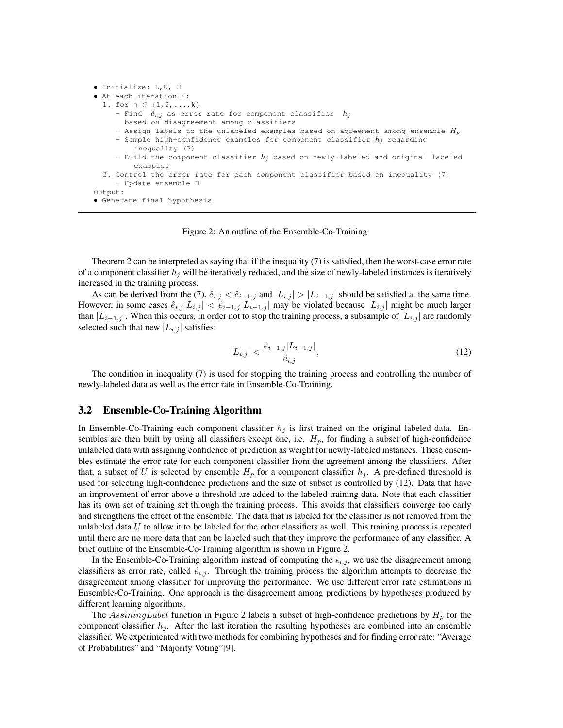```
• Initialize: L,U, H
• At each iteration i:
  1. for j ∈ {1,2,...,k}
     - Find  ê_{i,j} as error rate for component classifier  h_j
       based on disagreement among classifiers
     - Assign labels to the unlabeled examples based on agreement among ensemble H_p
     - Sample high-confidence examples for component classifier h_j regarding
         inequality (7)
     - Build the component classifier h_j based on newly-labeled and original labeled
         examples
  2. Control the error rate for each component classifier based on inequality (7)
     - Update ensemble H
Output:
• Generate final hypothesis
```

Figure 2: An outline of the Ensemble-Co-Training

Theorem 2 can be interpreted as saying that if the inequality (7) is satisfied, then the worst-case error rate of a component classifier $h_j$ will be iteratively reduced, and the size of newly-labeled instances is iteratively increased in the training process.

As can be derived from the (7), $\hat{e}_{i,j} < \hat{e}_{i-1,j}$ and $|L_{i,j}| > |L_{i-1,j}|$ should be satisfied at the same time. However, in some cases $\hat{e}_{i,j}|L_{i,j}| < \hat{e}_{i-1,j}|L_{i-1,j}|$ may be violated because $|L_{i,j}|$ might be much larger than $|L_{i-1,j}|$. When this occurs, in order not to stop the training process, a subsample of $|L_{i,j}|$ are randomly selected such that new $|L_{i,j}|$ satisfies:

$$|L_{i,j}| < \frac{\hat{e}_{i-1,j}|L_{i-1,j}|}{\hat{e}_{i,j}}, \tag{12}$$

The condition in inequality (7) is used for stopping the training process and controlling the number of newly-labeled data as well as the error rate in Ensemble-Co-Training.

### 3.2 Ensemble-Co-Training Algorithm

In Ensemble-Co-Training each component classifier $h_j$ is first trained on the original labeled data. Ensembles are then built by using all classifiers except one, i.e. $H_p$, for finding a subset of high-confidence unlabeled data with assigning confidence of prediction as weight for newly-labeled instances. These ensembles estimate the error rate for each component classifier from the agreement among the classifiers. After that, a subset of $U$ is selected by ensemble $H_p$ for a component classifier $h_j$. A pre-defined threshold is used for selecting high-confidence predictions and the size of subset is controlled by (12). Data that have an improvement of error above a threshold are added to the labeled training data. Note that each classifier has its own set of training set through the training process. This avoids that classifiers converge too early and strengthens the effect of the ensemble. The data that is labeled for the classifier is not removed from the unlabeled data $U$ to allow it to be labeled for the other classifiers as well. This training process is repeated until there are no more data that can be labeled such that they improve the performance of any classifier. A brief outline of the Ensemble-Co-Training algorithm is shown in Figure 2.

In the Ensemble-Co-Training algorithm instead of computing the $\epsilon_{i,j}$, we use the disagreement among classifiers as error rate, called $\hat{e}_{i,j}$. Through the training process the algorithm attempts to decrease the disagreement among classifier for improving the performance. We use different error rate estimations in Ensemble-Co-Training. One approach is the disagreement among predictions by hypotheses produced by different learning algorithms.

The $AssiningLabel$ function in Figure 2 labels a subset of high-confidence predictions by $H_p$ for the component classifier $h_j$. After the last iteration the resulting hypotheses are combined into an ensemble classifier. We experimented with two methods for combining hypotheses and for finding error rate: "Average of Probabilities" and "Majority Voting"[9].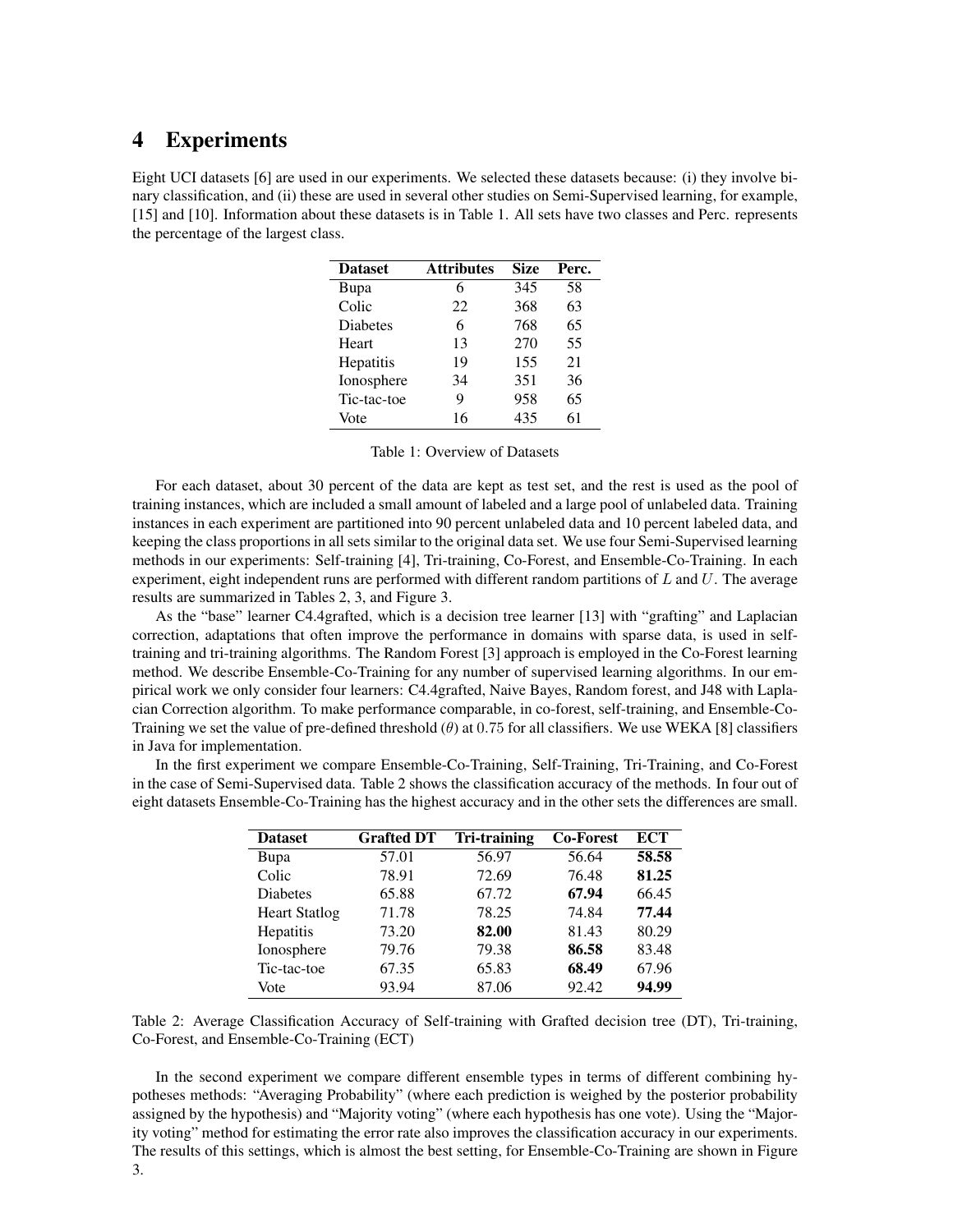# 4 Experiments

Eight UCI datasets [6] are used in our experiments. We selected these datasets because: (i) they involve binary classification, and (ii) these are used in several other studies on Semi-Supervised learning, for example, [15] and [10]. Information about these datasets is in Table 1. All sets have two classes and Perc. represents the percentage of the largest class.

| **Dataset** | **Attributes** | **Size** | **Perc.** |
|---|---|---|---|
| Bupa | 6 | 345 | 58 |
| Colic | 22 | 368 | 63 |
| Diabetes | 6 | 768 | 65 |
| Heart | 13 | 270 | 55 |
| Hepatitis | 19 | 155 | 21 |
| Ionosphere | 34 | 351 | 36 |
| Tic-tac-toe | 9 | 958 | 65 |
| Vote | 16 | 435 | 61 |

Table 1: Overview of Datasets

For each dataset, about 30 percent of the data are kept as test set, and the rest is used as the pool of training instances, which are included a small amount of labeled and a large pool of unlabeled data. Training instances in each experiment are partitioned into 90 percent unlabeled data and 10 percent labeled data, and keeping the class proportions in all sets similar to the original data set. We use four Semi-Supervised learning methods in our experiments: Self-training [4], Tri-training, Co-Forest, and Ensemble-Co-Training. In each experiment, eight independent runs are performed with different random partitions of $L$ and $U$. The average results are summarized in Tables 2, 3, and Figure 3.

As the "base" learner C4.4grafted, which is a decision tree learner [13] with "grafting" and Laplacian correction, adaptations that often improve the performance in domains with sparse data, is used in self-training and tri-training algorithms. The Random Forest [3] approach is employed in the Co-Forest learning method. We describe Ensemble-Co-Training for any number of supervised learning algorithms. In our empirical work we only consider four learners: C4.4grafted, Naive Bayes, Random forest, and J48 with Laplacian Correction algorithm. To make performance comparable, in co-forest, self-training, and Ensemble-Co-Training we set the value of pre-defined threshold ($\theta$) at $0.75$ for all classifiers. We use WEKA [8] classifiers in Java for implementation.

In the first experiment we compare Ensemble-Co-Training, Self-Training, Tri-Training, and Co-Forest in the case of Semi-Supervised data. Table 2 shows the classification accuracy of the methods. In four out of eight datasets Ensemble-Co-Training has the highest accuracy and in the other sets the differences are small.

| **Dataset** | **Grafted DT** | **Tri-training** | **Co-Forest** | **ECT** |
|---|---|---|---|---|
| Bupa | 57.01 | 56.97 | 56.64 | **58.58** |
| Colic | 78.91 | 72.69 | 76.48 | **81.25** |
| Diabetes | 65.88 | 67.72 | **67.94** | 66.45 |
| Heart Statlog | 71.78 | 78.25 | 74.84 | **77.44** |
| Hepatitis | 73.20 | **82.00** | 81.43 | 80.29 |
| Ionosphere | 79.76 | 79.38 | **86.58** | 83.48 |
| Tic-tac-toe | 67.35 | 65.83 | **68.49** | 67.96 |
| Vote | 93.94 | 87.06 | 92.42 | **94.99** |

Table 2: Average Classification Accuracy of Self-training with Grafted decision tree (DT), Tri-training, Co-Forest, and Ensemble-Co-Training (ECT)

In the second experiment we compare different ensemble types in terms of different combining hypotheses methods: "Averaging Probability" (where each prediction is weighed by the posterior probability assigned by the hypothesis) and "Majority voting" (where each hypothesis has one vote). Using the "Majority voting" method for estimating the error rate also improves the classification accuracy in our experiments. The results of this settings, which is almost the best setting, for Ensemble-Co-Training are shown in Figure 3.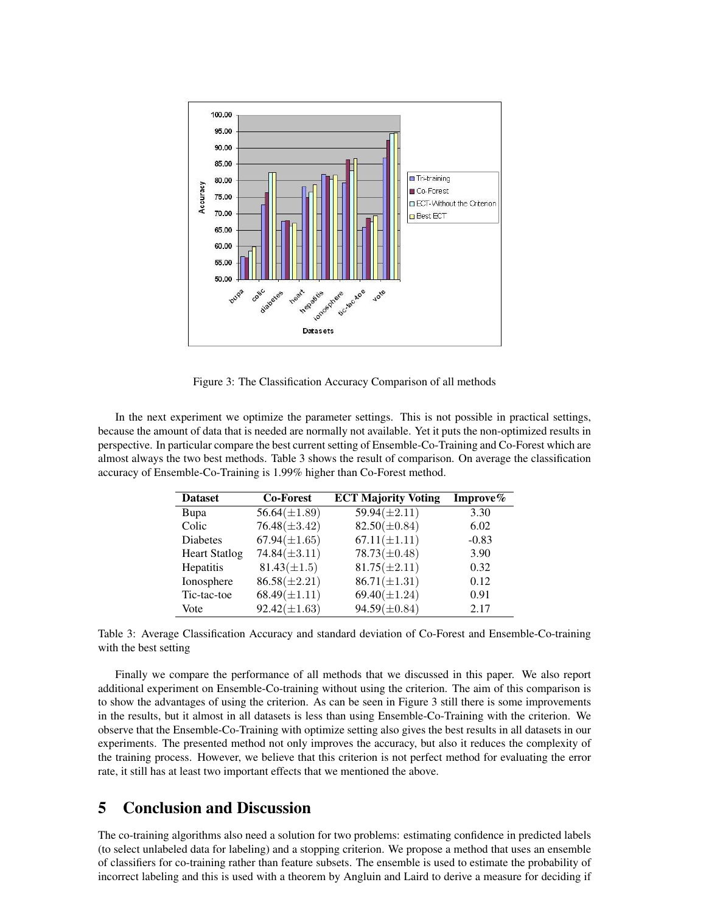Figure 3: The Classification Accuracy Comparison of all methods

In the next experiment we optimize the parameter settings. This is not possible in practical settings, because the amount of data that is needed are normally not available. Yet it puts the non-optimized results in perspective. In particular compare the best current setting of Ensemble-Co-Training and Co-Forest which are almost always the two best methods. Table 3 shows the result of comparison. On average the classification accuracy of Ensemble-Co-Training is 1.99% higher than Co-Forest method.

| Dataset | Co-Forest | ECT Majority Voting | Improve% |
|---|---|---|---|
| Bupa | 56.64($\pm$1.89) | 59.94($\pm$2.11) | 3.30 |
| Colic | 76.48($\pm$3.42) | 82.50($\pm$0.84) | 6.02 |
| Diabetes | 67.94($\pm$1.65) | 67.11($\pm$1.11) | -0.83 |
| Heart Statlog | 74.84($\pm$3.11) | 78.73($\pm$0.48) | 3.90 |
| Hepatitis | 81.43($\pm$1.5) | 81.75($\pm$2.11) | 0.32 |
| Ionosphere | 86.58($\pm$2.21) | 86.71($\pm$1.31) | 0.12 |
| Tic-tac-toe | 68.49($\pm$1.11) | 69.40($\pm$1.24) | 0.91 |
| Vote | 92.42($\pm$1.63) | 94.59($\pm$0.84) | 2.17 |

Table 3: Average Classification Accuracy and standard deviation of Co-Forest and Ensemble-Co-training with the best setting

Finally we compare the performance of all methods that we discussed in this paper. We also report additional experiment on Ensemble-Co-training without using the criterion. The aim of this comparison is to show the advantages of using the criterion. As can be seen in Figure 3 still there is some improvements in the results, but it almost in all datasets is less than using Ensemble-Co-Training with the criterion. We observe that the Ensemble-Co-Training with optimize setting also gives the best results in all datasets in our experiments. The presented method not only improves the accuracy, but also it reduces the complexity of the training process. However, we believe that this criterion is not perfect method for evaluating the error rate, it still has at least two important effects that we mentioned the above.

## 5 Conclusion and Discussion

The co-training algorithms also need a solution for two problems: estimating confidence in predicted labels (to select unlabeled data for labeling) and a stopping criterion. We propose a method that uses an ensemble of classifiers for co-training rather than feature subsets. The ensemble is used to estimate the probability of incorrect labeling and this is used with a theorem by Angluin and Laird to derive a measure for deciding if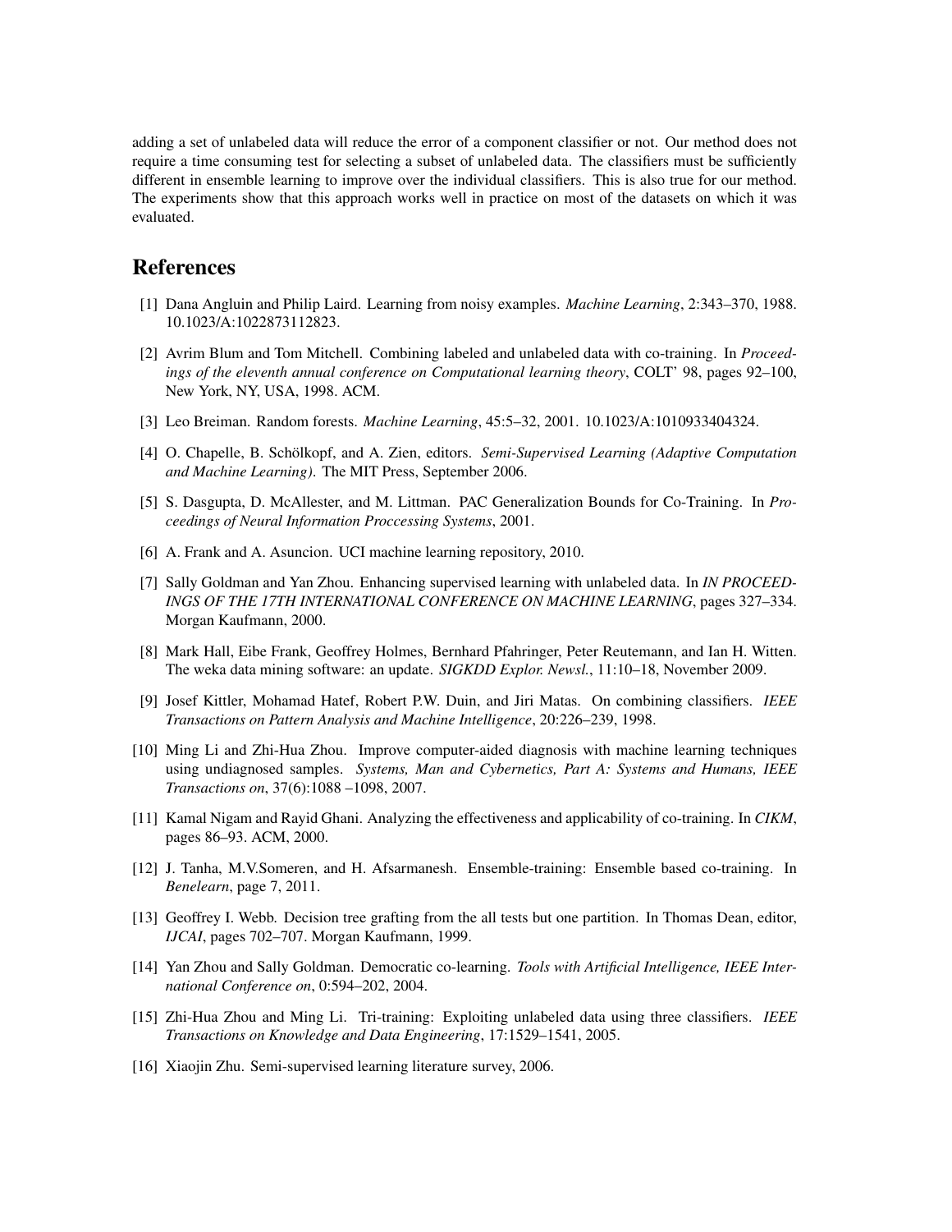adding a set of unlabeled data will reduce the error of a component classifier or not. Our method does not require a time consuming test for selecting a subset of unlabeled data. The classifiers must be sufficiently different in ensemble learning to improve over the individual classifiers. This is also true for our method. The experiments show that this approach works well in practice on most of the datasets on which it was evaluated.

# References

[1] Dana Angluin and Philip Laird. Learning from noisy examples. *Machine Learning*, 2:343–370, 1988. 10.1023/A:1022873112823.

[2] Avrim Blum and Tom Mitchell. Combining labeled and unlabeled data with co-training. In *Proceedings of the eleventh annual conference on Computational learning theory*, COLT' 98, pages 92–100, New York, NY, USA, 1998. ACM.

[3] Leo Breiman. Random forests. *Machine Learning*, 45:5–32, 2001. 10.1023/A:1010933404324.

[4] O. Chapelle, B. Schölkopf, and A. Zien, editors. *Semi-Supervised Learning (Adaptive Computation and Machine Learning)*. The MIT Press, September 2006.

[5] S. Dasgupta, D. McAllester, and M. Littman. PAC Generalization Bounds for Co-Training. In *Proceedings of Neural Information Proccessing Systems*, 2001.

[6] A. Frank and A. Asuncion. UCI machine learning repository, 2010.

[7] Sally Goldman and Yan Zhou. Enhancing supervised learning with unlabeled data. In *IN PROCEEDINGS OF THE 17TH INTERNATIONAL CONFERENCE ON MACHINE LEARNING*, pages 327–334. Morgan Kaufmann, 2000.

[8] Mark Hall, Eibe Frank, Geoffrey Holmes, Bernhard Pfahringer, Peter Reutemann, and Ian H. Witten. The weka data mining software: an update. *SIGKDD Explor. Newsl.*, 11:10–18, November 2009.

[9] Josef Kittler, Mohamad Hatef, Robert P.W. Duin, and Jiri Matas. On combining classifiers. *IEEE Transactions on Pattern Analysis and Machine Intelligence*, 20:226–239, 1998.

[10] Ming Li and Zhi-Hua Zhou. Improve computer-aided diagnosis with machine learning techniques using undiagnosed samples. *Systems, Man and Cybernetics, Part A: Systems and Humans, IEEE Transactions on*, 37(6):1088 –1098, 2007.

[11] Kamal Nigam and Rayid Ghani. Analyzing the effectiveness and applicability of co-training. In *CIKM*, pages 86–93. ACM, 2000.

[12] J. Tanha, M.V.Someren, and H. Afsarmanesh. Ensemble-training: Ensemble based co-training. In *Benelearn*, page 7, 2011.

[13] Geoffrey I. Webb. Decision tree grafting from the all tests but one partition. In Thomas Dean, editor, *IJCAI*, pages 702–707. Morgan Kaufmann, 1999.

[14] Yan Zhou and Sally Goldman. Democratic co-learning. *Tools with Artificial Intelligence, IEEE International Conference on*, 0:594–202, 2004.

[15] Zhi-Hua Zhou and Ming Li. Tri-training: Exploiting unlabeled data using three classifiers. *IEEE Transactions on Knowledge and Data Engineering*, 17:1529–1541, 2005.

[16] Xiaojin Zhu. Semi-supervised learning literature survey, 2006.